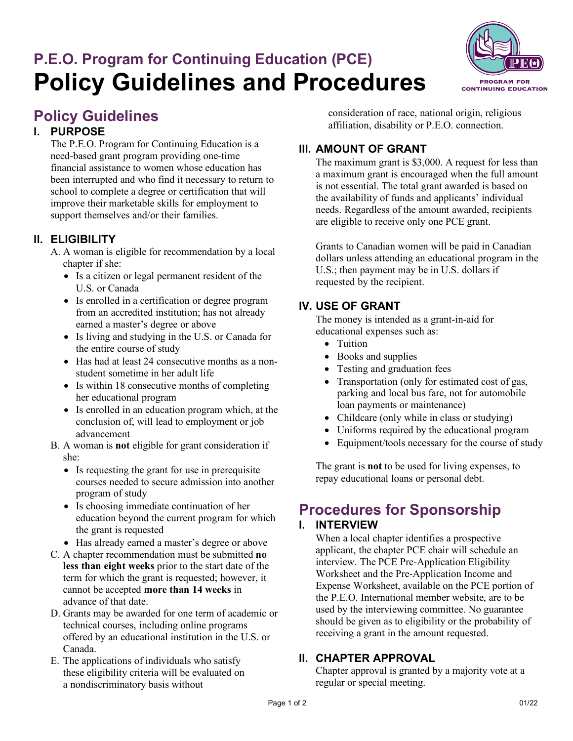## P.E.O. Program for Continuing Education (PCE)

# Policy Guidelines and Procedures

## Policy Guidelines

### I. PURPOSE

The P.E.O. Program for Continuing Education is a need-based grant program providing one-time financial assistance to women whose education has been interrupted and who find it necessary to return to school to complete a degree or certification that will improve their marketable skills for employment to support themselves and/or their families.

### II. ELIGIBILITY

A. A woman is eligible for recommendation by a local chapter if she:

- Is a citizen or legal permanent resident of the U.S. or Canada
- Is enrolled in a certification or degree program from an accredited institution; has not already earned a master's degree or above
- Is living and studying in the U.S. or Canada for the entire course of study
- Has had at least 24 consecutive months as a non-student sometime in her adult life
- Is within 18 consecutive months of completing her educational program
- Is enrolled in an education program which, at the conclusion of, will lead to employment or job advancement

B. A woman is **not** eligible for grant consideration if she:

- Is requesting the grant for use in prerequisite courses needed to secure admission into another program of study
- Is choosing immediate continuation of her education beyond the current program for which the grant is requested
- Has already earned a master's degree or above

C. A chapter recommendation must be submitted **no less than eight weeks** prior to the start date of the term for which the grant is requested; however, it cannot be accepted **more than 14 weeks** in advance of that date.

D. Grants may be awarded for one term of academic or technical courses, including online programs offered by an educational institution in the U.S. or Canada.

E. The applications of individuals who satisfy these eligibility criteria will be evaluated on a nondiscriminatory basis without consideration of race, national origin, religious affiliation, disability or P.E.O. connection.

### III. AMOUNT OF GRANT

The maximum grant is $3,000. A request for less than a maximum grant is encouraged when the full amount is not essential. The total grant awarded is based on the availability of funds and applicants' individual needs. Regardless of the amount awarded, recipients are eligible to receive only one PCE grant.

Grants to Canadian women will be paid in Canadian dollars unless attending an educational program in the U.S.; then payment may be in U.S. dollars if requested by the recipient.

### IV. USE OF GRANT

The money is intended as a grant-in-aid for educational expenses such as:

- Tuition
- Books and supplies
- Testing and graduation fees
- Transportation (only for estimated cost of gas, parking and local bus fare, not for automobile loan payments or maintenance)
- Childcare (only while in class or studying)
- Uniforms required by the educational program
- Equipment/tools necessary for the course of study

The grant is **not** to be used for living expenses, to repay educational loans or personal debt.

## Procedures for Sponsorship

### I. INTERVIEW

When a local chapter identifies a prospective applicant, the chapter PCE chair will schedule an interview. The PCE Pre-Application Eligibility Worksheet and the Pre-Application Income and Expense Worksheet, available on the PCE portion of the P.E.O. International member website, are to be used by the interviewing committee. No guarantee should be given as to eligibility or the probability of receiving a grant in the amount requested.

### II. CHAPTER APPROVAL

Chapter approval is granted by a majority vote at a regular or special meeting.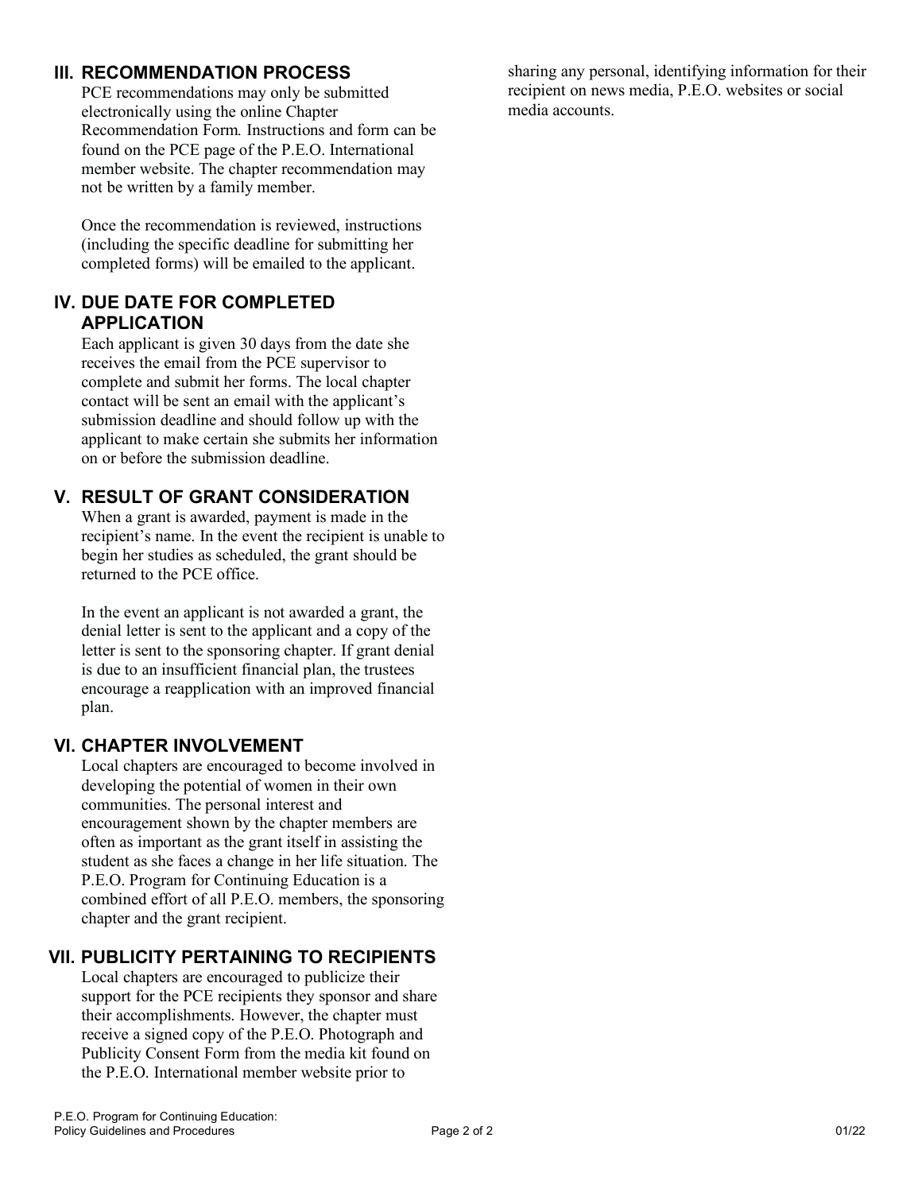## III. RECOMMENDATION PROCESS

PCE recommendations may only be submitted electronically using the online Chapter Recommendation Form*.* Instructions and form can be found on the PCE page of the P.E.O. International member website. The chapter recommendation may not be written by a family member.

Once the recommendation is reviewed, instructions (including the specific deadline for submitting her completed forms) will be emailed to the applicant.

## IV. DUE DATE FOR COMPLETED APPLICATION

Each applicant is given 30 days from the date she receives the email from the PCE supervisor to complete and submit her forms. The local chapter contact will be sent an email with the applicant's submission deadline and should follow up with the applicant to make certain she submits her information on or before the submission deadline.

## V. RESULT OF GRANT CONSIDERATION

When a grant is awarded, payment is made in the recipient's name. In the event the recipient is unable to begin her studies as scheduled, the grant should be returned to the PCE office.

In the event an applicant is not awarded a grant, the denial letter is sent to the applicant and a copy of the letter is sent to the sponsoring chapter. If grant denial is due to an insufficient financial plan, the trustees encourage a reapplication with an improved financial plan.

## VI. CHAPTER INVOLVEMENT

Local chapters are encouraged to become involved in developing the potential of women in their own communities. The personal interest and encouragement shown by the chapter members are often as important as the grant itself in assisting the student as she faces a change in her life situation. The P.E.O. Program for Continuing Education is a combined effort of all P.E.O. members, the sponsoring chapter and the grant recipient.

## VII. PUBLICITY PERTAINING TO RECIPIENTS

Local chapters are encouraged to publicize their support for the PCE recipients they sponsor and share their accomplishments. However, the chapter must receive a signed copy of the P.E.O. Photograph and Publicity Consent Form from the media kit found on the P.E.O. International member website prior to sharing any personal, identifying information for their recipient on news media, P.E.O. websites or social media accounts.